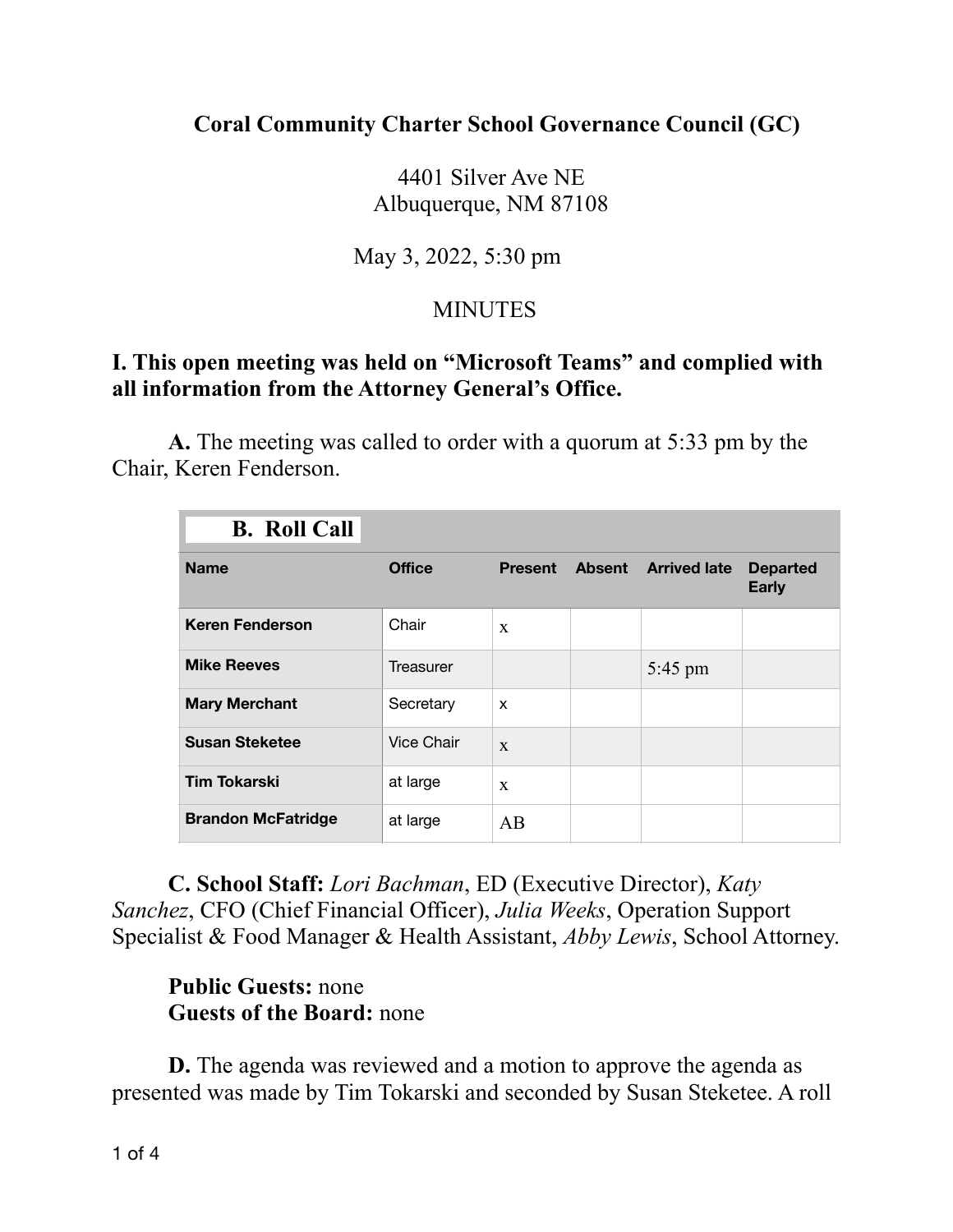# Coral Community Charter School Governance Council (GC)

4401 Silver Ave NE
Albuquerque, NM 87108

May 3, 2022, 5:30 pm

MINUTES

## I. This open meeting was held on "Microsoft Teams" and complied with all information from the Attorney General's Office.

**A.** The meeting was called to order with a quorum at 5:33 pm by the Chair, Keren Fenderson.

**B. Roll Call**

| Name | Office | Present | Absent | Arrived late | Departed Early |
|---|---|---|---|---|---|
| **Keren Fenderson** | Chair | x | | | |
| **Mike Reeves** | Treasurer | | | 5:45 pm | |
| **Mary Merchant** | Secretary | x | | | |
| **Susan Steketee** | Vice Chair | x | | | |
| **Tim Tokarski** | at large | x | | | |
| **Brandon McFatridge** | at large | AB | | | |

**C. School Staff:** *Lori Bachman*, ED (Executive Director), *Katy Sanchez*, CFO (Chief Financial Officer), *Julia Weeks*, Operation Support Specialist & Food Manager & Health Assistant, *Abby Lewis*, School Attorney.

**Public Guests:** none
**Guests of the Board:** none

**D.** The agenda was reviewed and a motion to approve the agenda as presented was made by Tim Tokarski and seconded by Susan Steketee. A roll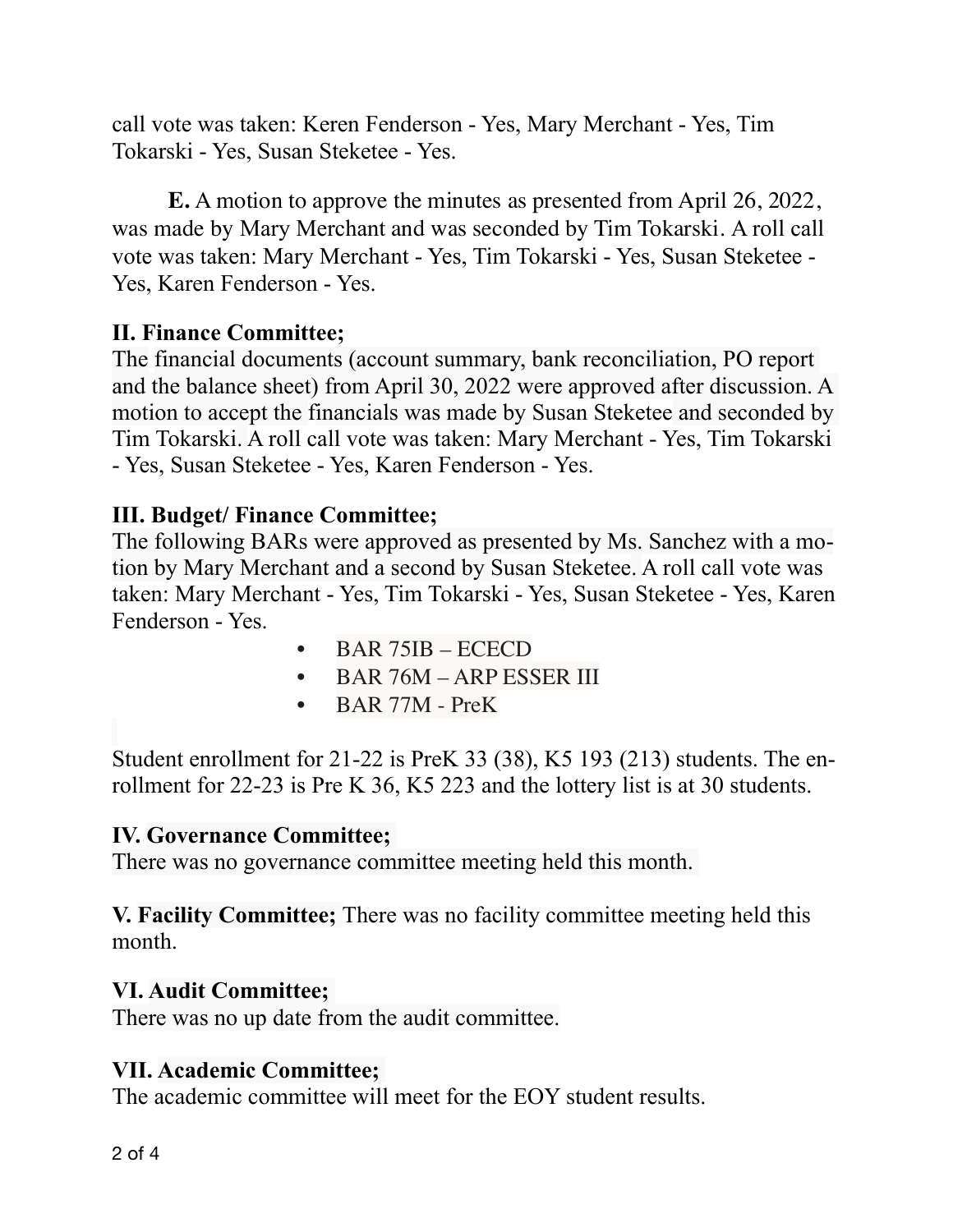call vote was taken: Keren Fenderson - Yes, Mary Merchant - Yes, Tim Tokarski - Yes, Susan Steketee - Yes.

**E.** A motion to approve the minutes as presented from April 26, 2022, was made by Mary Merchant and was seconded by Tim Tokarski. A roll call vote was taken: Mary Merchant - Yes, Tim Tokarski - Yes, Susan Steketee - Yes, Karen Fenderson - Yes.

**II. Finance Committee;**

The financial documents (account summary, bank reconciliation, PO report and the balance sheet) from April 30, 2022 were approved after discussion. A motion to accept the financials was made by Susan Steketee and seconded by Tim Tokarski. A roll call vote was taken: Mary Merchant - Yes, Tim Tokarski - Yes, Susan Steketee - Yes, Karen Fenderson - Yes.

**III. Budget/ Finance Committee;**

The following BARs were approved as presented by Ms. Sanchez with a motion by Mary Merchant and a second by Susan Steketee. A roll call vote was taken: Mary Merchant - Yes, Tim Tokarski - Yes, Susan Steketee - Yes, Karen Fenderson - Yes.

- BAR 75IB – ECECD
- BAR 76M – ARP ESSER III
- BAR 77M - PreK

Student enrollment for 21-22 is PreK 33 (38), K5 193 (213) students. The enrollment for 22-23 is Pre K 36, K5 223 and the lottery list is at 30 students.

**IV. Governance Committee;**

There was no governance committee meeting held this month.

**V. Facility Committee;** There was no facility committee meeting held this month.

**VI. Audit Committee;**

There was no up date from the audit committee.

**VII. Academic Committee;**

The academic committee will meet for the EOY student results.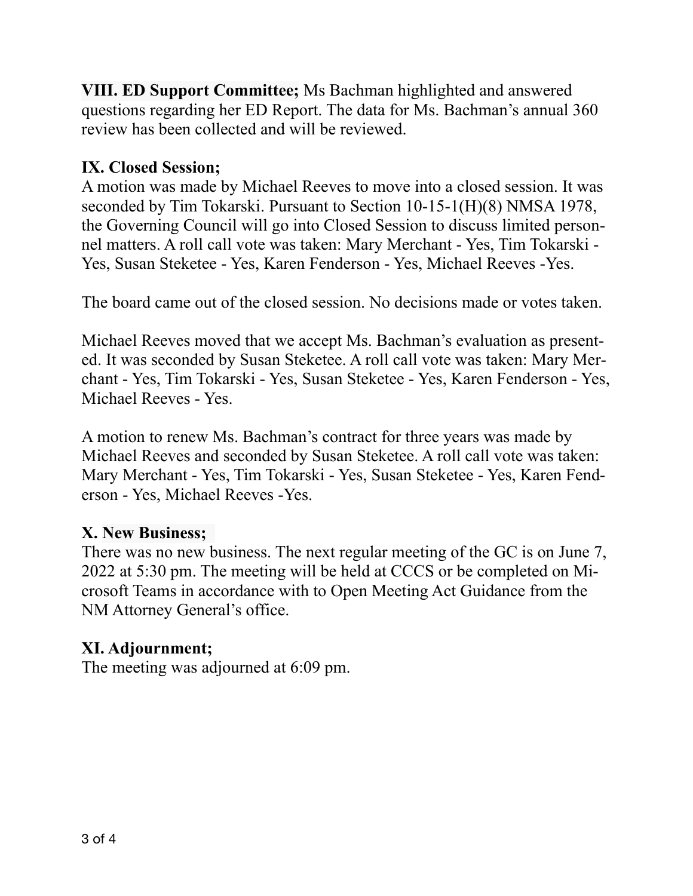**VIII. ED Support Committee;** Ms Bachman highlighted and answered questions regarding her ED Report. The data for Ms. Bachman's annual 360 review has been collected and will be reviewed.

**IX. Closed Session;**

A motion was made by Michael Reeves to move into a closed session. It was seconded by Tim Tokarski. Pursuant to Section 10-15-1(H)(8) NMSA 1978, the Governing Council will go into Closed Session to discuss limited personnel matters. A roll call vote was taken: Mary Merchant - Yes, Tim Tokarski - Yes, Susan Steketee - Yes, Karen Fenderson - Yes, Michael Reeves -Yes.

The board came out of the closed session. No decisions made or votes taken.

Michael Reeves moved that we accept Ms. Bachman's evaluation as presented. It was seconded by Susan Steketee. A roll call vote was taken: Mary Merchant - Yes, Tim Tokarski - Yes, Susan Steketee - Yes, Karen Fenderson - Yes, Michael Reeves - Yes.

A motion to renew Ms. Bachman's contract for three years was made by Michael Reeves and seconded by Susan Steketee. A roll call vote was taken: Mary Merchant - Yes, Tim Tokarski - Yes, Susan Steketee - Yes, Karen Fenderson - Yes, Michael Reeves -Yes.

**X. New Business;**

There was no new business. The next regular meeting of the GC is on June 7, 2022 at 5:30 pm. The meeting will be held at CCCS or be completed on Microsoft Teams in accordance with to Open Meeting Act Guidance from the NM Attorney General's office.

**XI. Adjournment;**

The meeting was adjourned at 6:09 pm.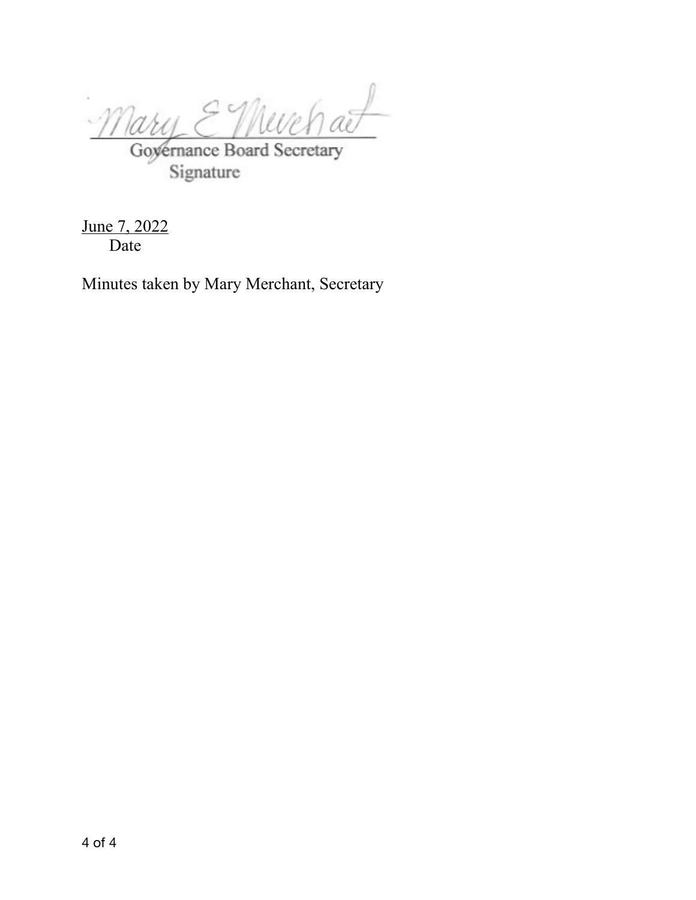Mary E Merchant

Governance Board Secretary
Signature

June 7, 2022
Date

Minutes taken by Mary Merchant, Secretary